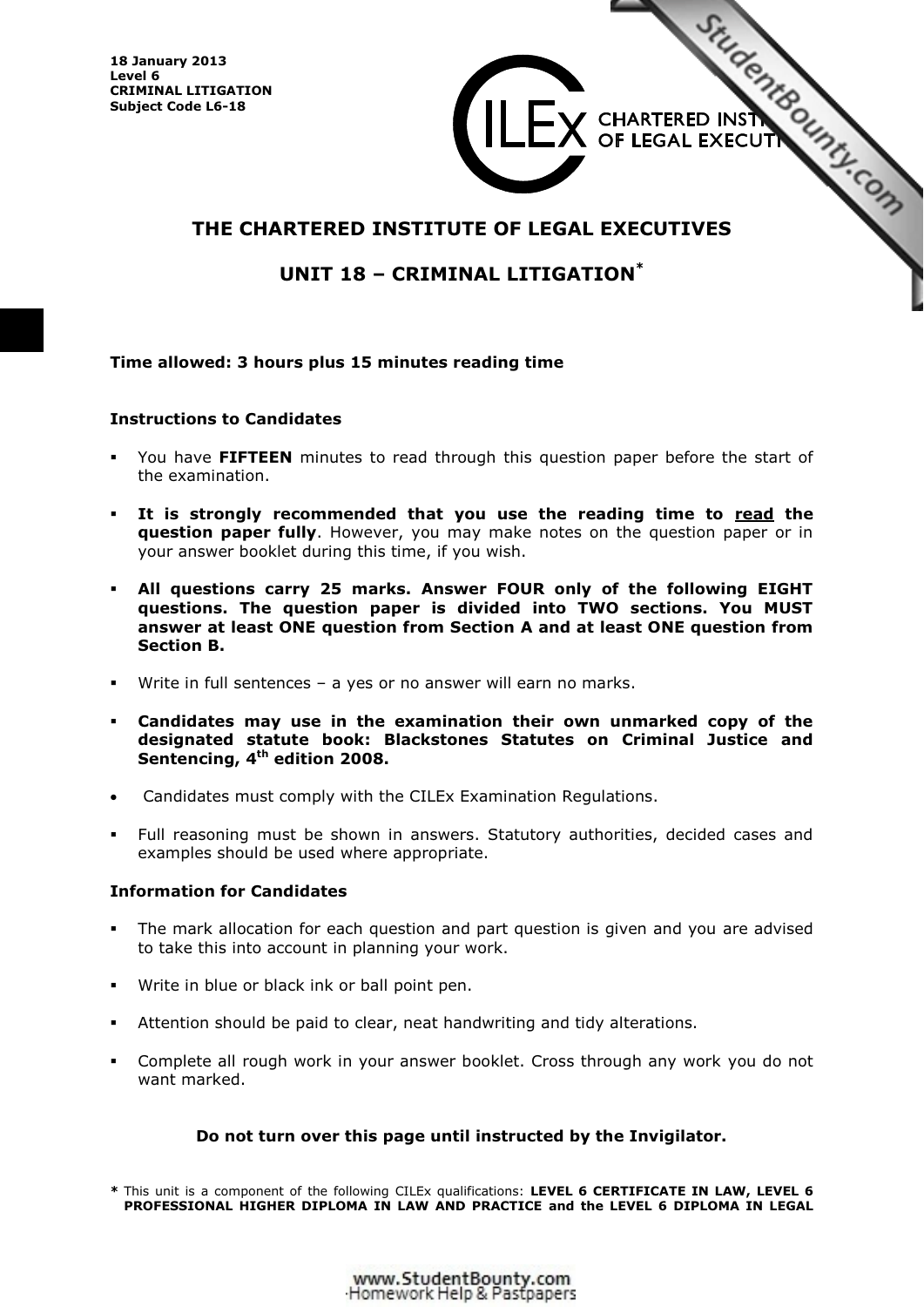**18 January 2013**
**Level 6**
**CRIMINAL LITIGATION**
**Subject Code L6-18**

CILEx CHARTERED INSTITUTE OF LEGAL EXECUTIVES

# THE CHARTERED INSTITUTE OF LEGAL EXECUTIVES

## UNIT 18 – CRIMINAL LITIGATION*

**Time allowed: 3 hours plus 15 minutes reading time**

**Instructions to Candidates**

- You have **FIFTEEN** minutes to read through this question paper before the start of the examination.
- **It is strongly recommended that you use the reading time to read the question paper fully**. However, you may make notes on the question paper or in your answer booklet during this time, if you wish.
- **All questions carry 25 marks. Answer FOUR only of the following EIGHT questions. The question paper is divided into TWO sections. You MUST answer at least ONE question from Section A and at least ONE question from Section B.**
- Write in full sentences – a yes or no answer will earn no marks.
- **Candidates may use in the examination their own unmarked copy of the designated statute book: Blackstones Statutes on Criminal Justice and Sentencing, 4th edition 2008.**
- Candidates must comply with the CILEx Examination Regulations.
- Full reasoning must be shown in answers. Statutory authorities, decided cases and examples should be used where appropriate.

**Information for Candidates**

- The mark allocation for each question and part question is given and you are advised to take this into account in planning your work.
- Write in blue or black ink or ball point pen.
- Attention should be paid to clear, neat handwriting and tidy alterations.
- Complete all rough work in your answer booklet. Cross through any work you do not want marked.

**Do not turn over this page until instructed by the Invigilator.**

\* This unit is a component of the following CILEx qualifications: **LEVEL 6 CERTIFICATE IN LAW, LEVEL 6 PROFESSIONAL HIGHER DIPLOMA IN LAW AND PRACTICE and the LEVEL 6 DIPLOMA IN LEGAL**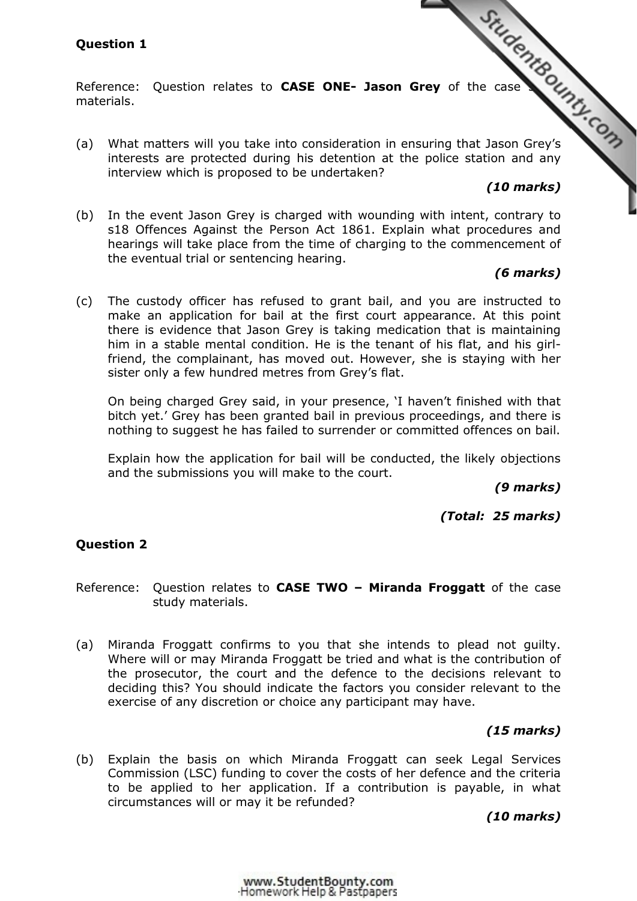**Question 1**

Reference: Question relates to **CASE ONE- Jason Grey** of the case study materials.

(a) What matters will you take into consideration in ensuring that Jason Grey's interests are protected during his detention at the police station and any interview which is proposed to be undertaken?

***(10 marks)***

(b) In the event Jason Grey is charged with wounding with intent, contrary to s18 Offences Against the Person Act 1861. Explain what procedures and hearings will take place from the time of charging to the commencement of the eventual trial or sentencing hearing.

***(6 marks)***

(c) The custody officer has refused to grant bail, and you are instructed to make an application for bail at the first court appearance. At this point there is evidence that Jason Grey is taking medication that is maintaining him in a stable mental condition. He is the tenant of his flat, and his girl-friend, the complainant, has moved out. However, she is staying with her sister only a few hundred metres from Grey's flat.

On being charged Grey said, in your presence, 'I haven't finished with that bitch yet.' Grey has been granted bail in previous proceedings, and there is nothing to suggest he has failed to surrender or committed offences on bail.

Explain how the application for bail will be conducted, the likely objections and the submissions you will make to the court.

***(9 marks)***

***(Total: 25 marks)***

**Question 2**

Reference: Question relates to **CASE TWO – Miranda Froggatt** of the case study materials.

(a) Miranda Froggatt confirms to you that she intends to plead not guilty. Where will or may Miranda Froggatt be tried and what is the contribution of the prosecutor, the court and the defence to the decisions relevant to deciding this? You should indicate the factors you consider relevant to the exercise of any discretion or choice any participant may have.

***(15 marks)***

(b) Explain the basis on which Miranda Froggatt can seek Legal Services Commission (LSC) funding to cover the costs of her defence and the criteria to be applied to her application. If a contribution is payable, in what circumstances will or may it be refunded?

***(10 marks)***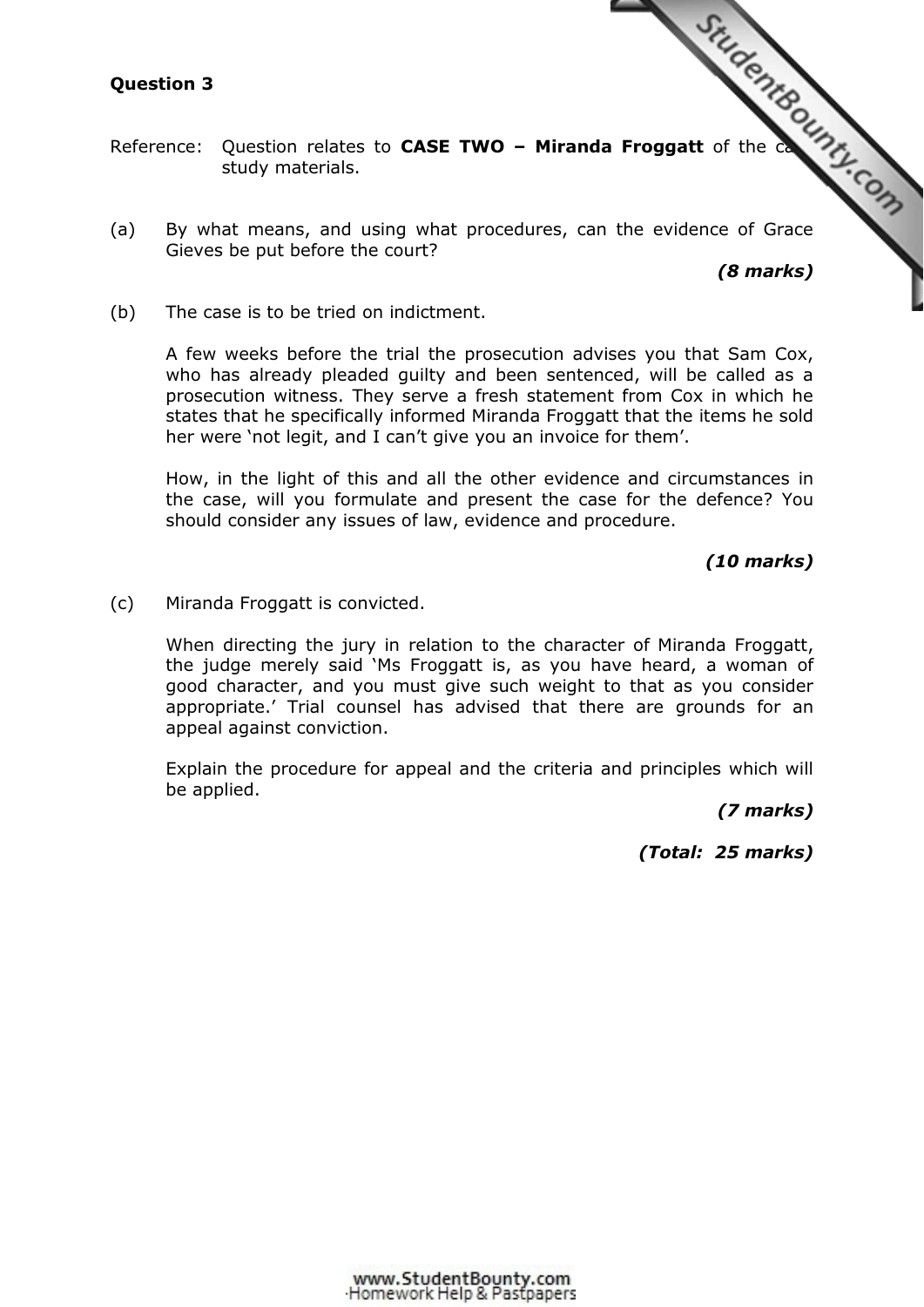**Question 3**

Reference: Question relates to **CASE TWO – Miranda Froggatt** of the case study materials.

(a) By what means, and using what procedures, can the evidence of Grace Gieves be put before the court?

***(8 marks)***

(b) The case is to be tried on indictment.

A few weeks before the trial the prosecution advises you that Sam Cox, who has already pleaded guilty and been sentenced, will be called as a prosecution witness. They serve a fresh statement from Cox in which he states that he specifically informed Miranda Froggatt that the items he sold her were 'not legit, and I can't give you an invoice for them'.

How, in the light of this and all the other evidence and circumstances in the case, will you formulate and present the case for the defence? You should consider any issues of law, evidence and procedure.

***(10 marks)***

(c) Miranda Froggatt is convicted.

When directing the jury in relation to the character of Miranda Froggatt, the judge merely said 'Ms Froggatt is, as you have heard, a woman of good character, and you must give such weight to that as you consider appropriate.' Trial counsel has advised that there are grounds for an appeal against conviction.

Explain the procedure for appeal and the criteria and principles which will be applied.

***(7 marks)***

***(Total: 25 marks)***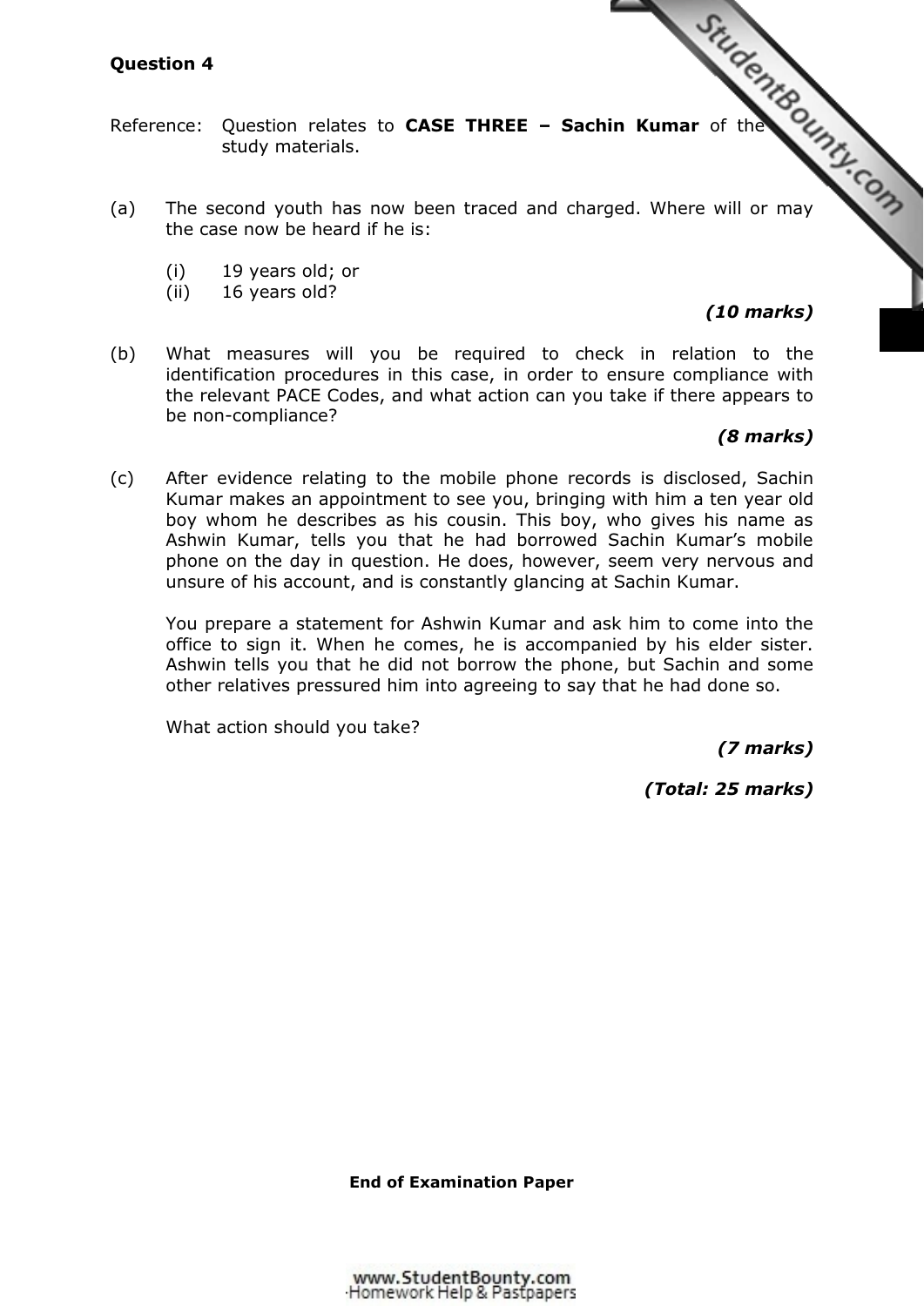**Question 4**

Reference: Question relates to **CASE THREE – Sachin Kumar** of the study materials.

(a) The second youth has now been traced and charged. Where will or may the case now be heard if he is:

(i) 19 years old; or
(ii) 16 years old?

***(10 marks)***

(b) What measures will you be required to check in relation to the identification procedures in this case, in order to ensure compliance with the relevant PACE Codes, and what action can you take if there appears to be non-compliance?

***(8 marks)***

(c) After evidence relating to the mobile phone records is disclosed, Sachin Kumar makes an appointment to see you, bringing with him a ten year old boy whom he describes as his cousin. This boy, who gives his name as Ashwin Kumar, tells you that he had borrowed Sachin Kumar's mobile phone on the day in question. He does, however, seem very nervous and unsure of his account, and is constantly glancing at Sachin Kumar.

You prepare a statement for Ashwin Kumar and ask him to come into the office to sign it. When he comes, he is accompanied by his elder sister. Ashwin tells you that he did not borrow the phone, but Sachin and some other relatives pressured him into agreeing to say that he had done so.

What action should you take?

***(7 marks)***

***(Total: 25 marks)***

**End of Examination Paper**